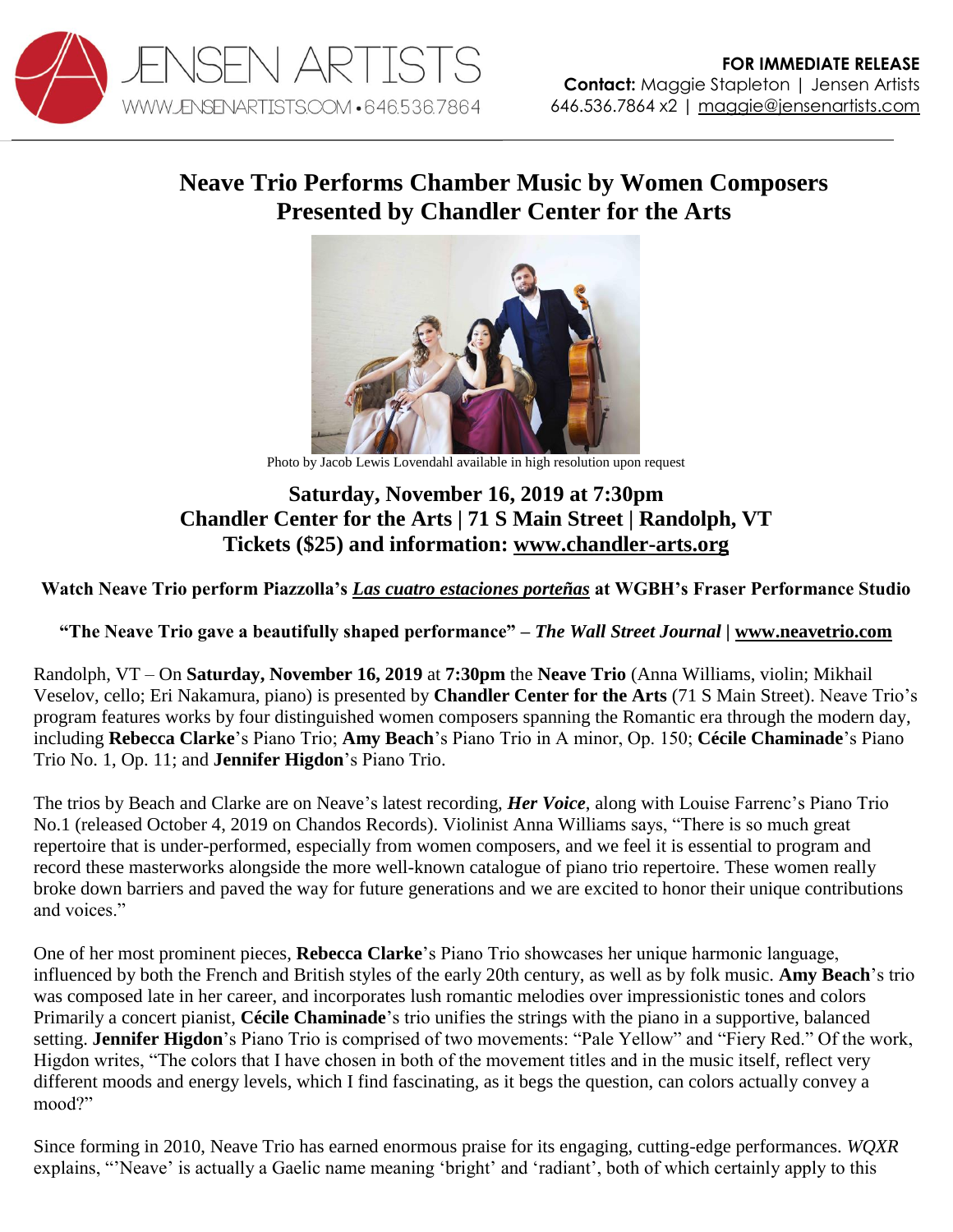JENSEN ARTISTS
WWW.JENSENARTISTS.COM • 646.536.7864

**FOR IMMEDIATE RELEASE**
**Contact:** Maggie Stapleton | Jensen Artists
646.536.7864 x2 | maggie@jensenartists.com

# Neave Trio Performs Chamber Music by Women Composers Presented by Chandler Center for the Arts

Photo by Jacob Lewis Lovendahl available in high resolution upon request

## Saturday, November 16, 2019 at 7:30pm
## Chandler Center for the Arts | 71 S Main Street | Randolph, VT
## Tickets ($25) and information: www.chandler-arts.org

**Watch Neave Trio perform Piazzolla's *Las cuatro estaciones porteñas* at WGBH's Fraser Performance Studio**

**"The Neave Trio gave a beautifully shaped performance" – *The Wall Street Journal* | www.neavetrio.com**

Randolph, VT – On **Saturday, November 16, 2019** at **7:30pm** the **Neave Trio** (Anna Williams, violin; Mikhail Veselov, cello; Eri Nakamura, piano) is presented by **Chandler Center for the Arts** (71 S Main Street). Neave Trio's program features works by four distinguished women composers spanning the Romantic era through the modern day, including **Rebecca Clarke**'s Piano Trio; **Amy Beach**'s Piano Trio in A minor, Op. 150; **Cécile Chaminade**'s Piano Trio No. 1, Op. 11; and **Jennifer Higdon**'s Piano Trio.

The trios by Beach and Clarke are on Neave's latest recording, ***Her Voice***, along with Louise Farrenc's Piano Trio No.1 (released October 4, 2019 on Chandos Records). Violinist Anna Williams says, "There is so much great repertoire that is under-performed, especially from women composers, and we feel it is essential to program and record these masterworks alongside the more well-known catalogue of piano trio repertoire. These women really broke down barriers and paved the way for future generations and we are excited to honor their unique contributions and voices."

One of her most prominent pieces, **Rebecca Clarke**'s Piano Trio showcases her unique harmonic language, influenced by both the French and British styles of the early 20th century, as well as by folk music. **Amy Beach**'s trio was composed late in her career, and incorporates lush romantic melodies over impressionistic tones and colors Primarily a concert pianist, **Cécile Chaminade**'s trio unifies the strings with the piano in a supportive, balanced setting. **Jennifer Higdon**'s Piano Trio is comprised of two movements: "Pale Yellow" and "Fiery Red." Of the work, Higdon writes, "The colors that I have chosen in both of the movement titles and in the music itself, reflect very different moods and energy levels, which I find fascinating, as it begs the question, can colors actually convey a mood?"

Since forming in 2010, Neave Trio has earned enormous praise for its engaging, cutting-edge performances. *WQXR* explains, "'Neave' is actually a Gaelic name meaning 'bright' and 'radiant', both of which certainly apply to this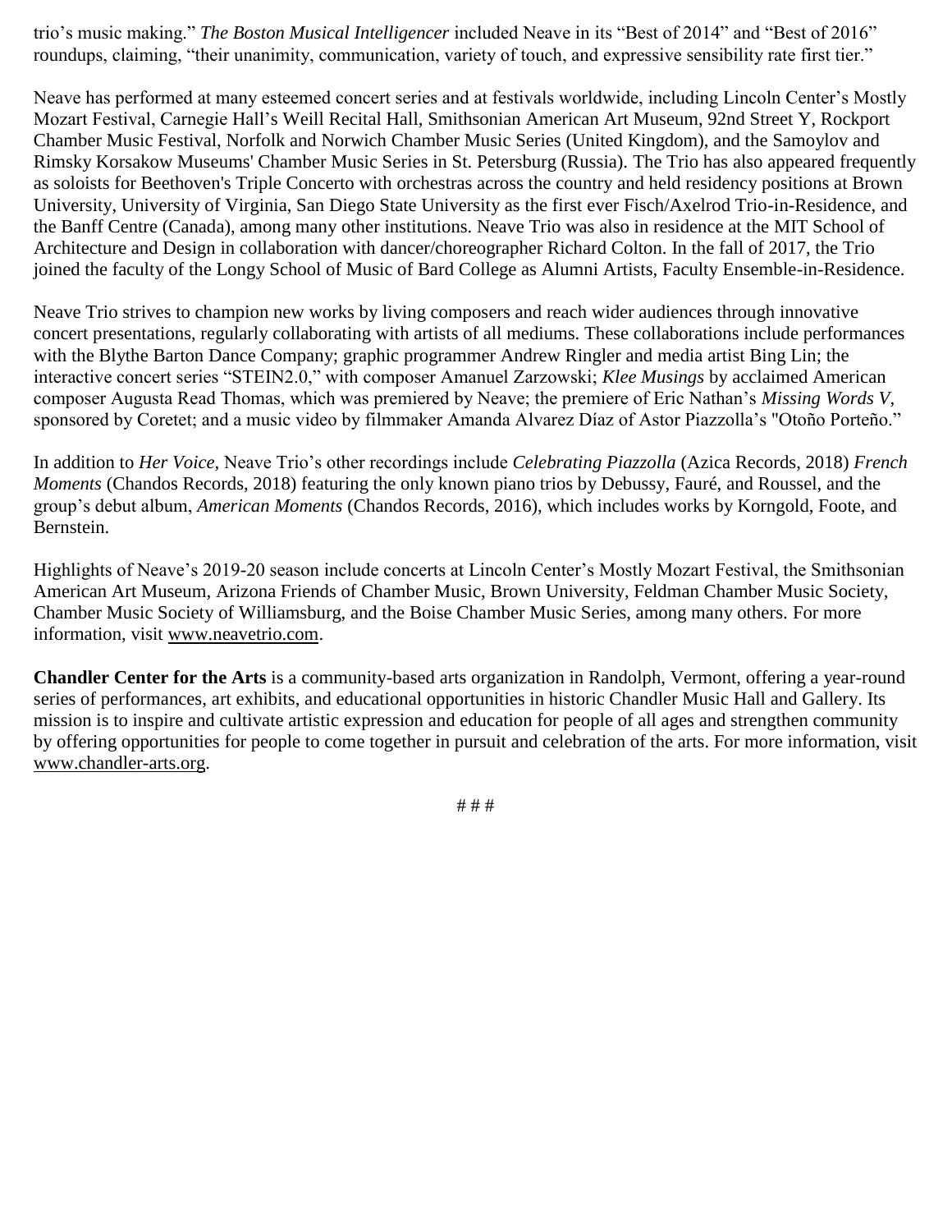trio's music making." *The Boston Musical Intelligencer* included Neave in its "Best of 2014" and "Best of 2016" roundups, claiming, "their unanimity, communication, variety of touch, and expressive sensibility rate first tier."

Neave has performed at many esteemed concert series and at festivals worldwide, including Lincoln Center's Mostly Mozart Festival, Carnegie Hall's Weill Recital Hall, Smithsonian American Art Museum, 92nd Street Y, Rockport Chamber Music Festival, Norfolk and Norwich Chamber Music Series (United Kingdom), and the Samoylov and Rimsky Korsakow Museums' Chamber Music Series in St. Petersburg (Russia). The Trio has also appeared frequently as soloists for Beethoven's Triple Concerto with orchestras across the country and held residency positions at Brown University, University of Virginia, San Diego State University as the first ever Fisch/Axelrod Trio-in-Residence, and the Banff Centre (Canada), among many other institutions. Neave Trio was also in residence at the MIT School of Architecture and Design in collaboration with dancer/choreographer Richard Colton. In the fall of 2017, the Trio joined the faculty of the Longy School of Music of Bard College as Alumni Artists, Faculty Ensemble-in-Residence.

Neave Trio strives to champion new works by living composers and reach wider audiences through innovative concert presentations, regularly collaborating with artists of all mediums. These collaborations include performances with the Blythe Barton Dance Company; graphic programmer Andrew Ringler and media artist Bing Lin; the interactive concert series "STEIN2.0," with composer Amanuel Zarzowski; *Klee Musings* by acclaimed American composer Augusta Read Thomas, which was premiered by Neave; the premiere of Eric Nathan's *Missing Words V*, sponsored by Coretet; and a music video by filmmaker Amanda Alvarez Díaz of Astor Piazzolla's "Otoño Porteño."

In addition to *Her Voice*, Neave Trio's other recordings include *Celebrating Piazzolla* (Azica Records, 2018) *French Moments* (Chandos Records, 2018) featuring the only known piano trios by Debussy, Fauré, and Roussel, and the group's debut album, *American Moments* (Chandos Records, 2016), which includes works by Korngold, Foote, and Bernstein.

Highlights of Neave's 2019-20 season include concerts at Lincoln Center's Mostly Mozart Festival, the Smithsonian American Art Museum, Arizona Friends of Chamber Music, Brown University, Feldman Chamber Music Society, Chamber Music Society of Williamsburg, and the Boise Chamber Music Series, among many others. For more information, visit www.neavetrio.com.

**Chandler Center for the Arts** is a community-based arts organization in Randolph, Vermont, offering a year-round series of performances, art exhibits, and educational opportunities in historic Chandler Music Hall and Gallery. Its mission is to inspire and cultivate artistic expression and education for people of all ages and strengthen community by offering opportunities for people to come together in pursuit and celebration of the arts. For more information, visit www.chandler-arts.org.

# # #